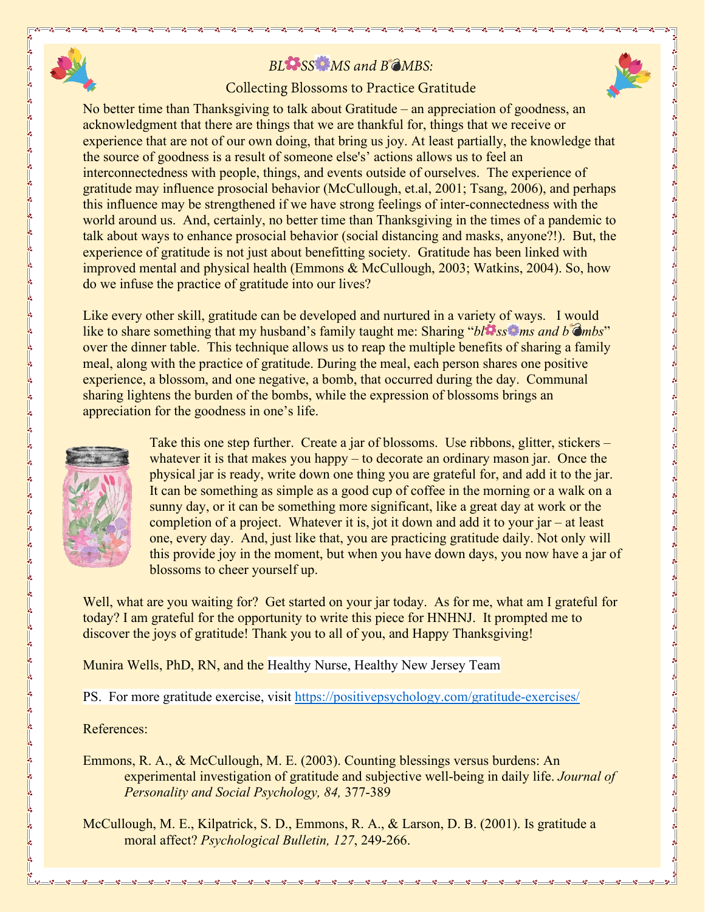# *BL🌸SS🌼MS and B💣MBS:*

## Collecting Blossoms to Practice Gratitude

No better time than Thanksgiving to talk about Gratitude – an appreciation of goodness, an acknowledgment that there are things that we are thankful for, things that we receive or experience that are not of our own doing, that bring us joy. At least partially, the knowledge that the source of goodness is a result of someone else's' actions allows us to feel an interconnectedness with people, things, and events outside of ourselves. The experience of gratitude may influence prosocial behavior (McCullough, et.al, 2001; Tsang, 2006), and perhaps this influence may be strengthened if we have strong feelings of inter-connectedness with the world around us. And, certainly, no better time than Thanksgiving in the times of a pandemic to talk about ways to enhance prosocial behavior (social distancing and masks, anyone?!). But, the experience of gratitude is not just about benefitting society. Gratitude has been linked with improved mental and physical health (Emmons & McCullough, 2003; Watkins, 2004). So, how do we infuse the practice of gratitude into our lives?

Like every other skill, gratitude can be developed and nurtured in a variety of ways. I would like to share something that my husband's family taught me: Sharing "*bl🌸ss🌼ms and b💣mbs*" over the dinner table. This technique allows us to reap the multiple benefits of sharing a family meal, along with the practice of gratitude. During the meal, each person shares one positive experience, a blossom, and one negative, a bomb, that occurred during the day. Communal sharing lightens the burden of the bombs, while the expression of blossoms brings an appreciation for the goodness in one's life.

Take this one step further. Create a jar of blossoms. Use ribbons, glitter, stickers – whatever it is that makes you happy – to decorate an ordinary mason jar. Once the physical jar is ready, write down one thing you are grateful for, and add it to the jar. It can be something as simple as a good cup of coffee in the morning or a walk on a sunny day, or it can be something more significant, like a great day at work or the completion of a project. Whatever it is, jot it down and add it to your jar – at least one, every day. And, just like that, you are practicing gratitude daily. Not only will this provide joy in the moment, but when you have down days, you now have a jar of blossoms to cheer yourself up.

Well, what are you waiting for? Get started on your jar today. As for me, what am I grateful for today? I am grateful for the opportunity to write this piece for HNHNJ. It prompted me to discover the joys of gratitude! Thank you to all of you, and Happy Thanksgiving!

Munira Wells, PhD, RN, and the Healthy Nurse, Healthy New Jersey Team

PS. For more gratitude exercise, visit [https://positivepsychology.com/gratitude-exercises/](https://positivepsychology.com/gratitude-exercises/)

References:

Emmons, R. A., & McCullough, M. E. (2003). Counting blessings versus burdens: An experimental investigation of gratitude and subjective well-being in daily life. *Journal of Personality and Social Psychology, 84,* 377-389

McCullough, M. E., Kilpatrick, S. D., Emmons, R. A., & Larson, D. B. (2001). Is gratitude a moral affect? *Psychological Bulletin, 127*, 249-266.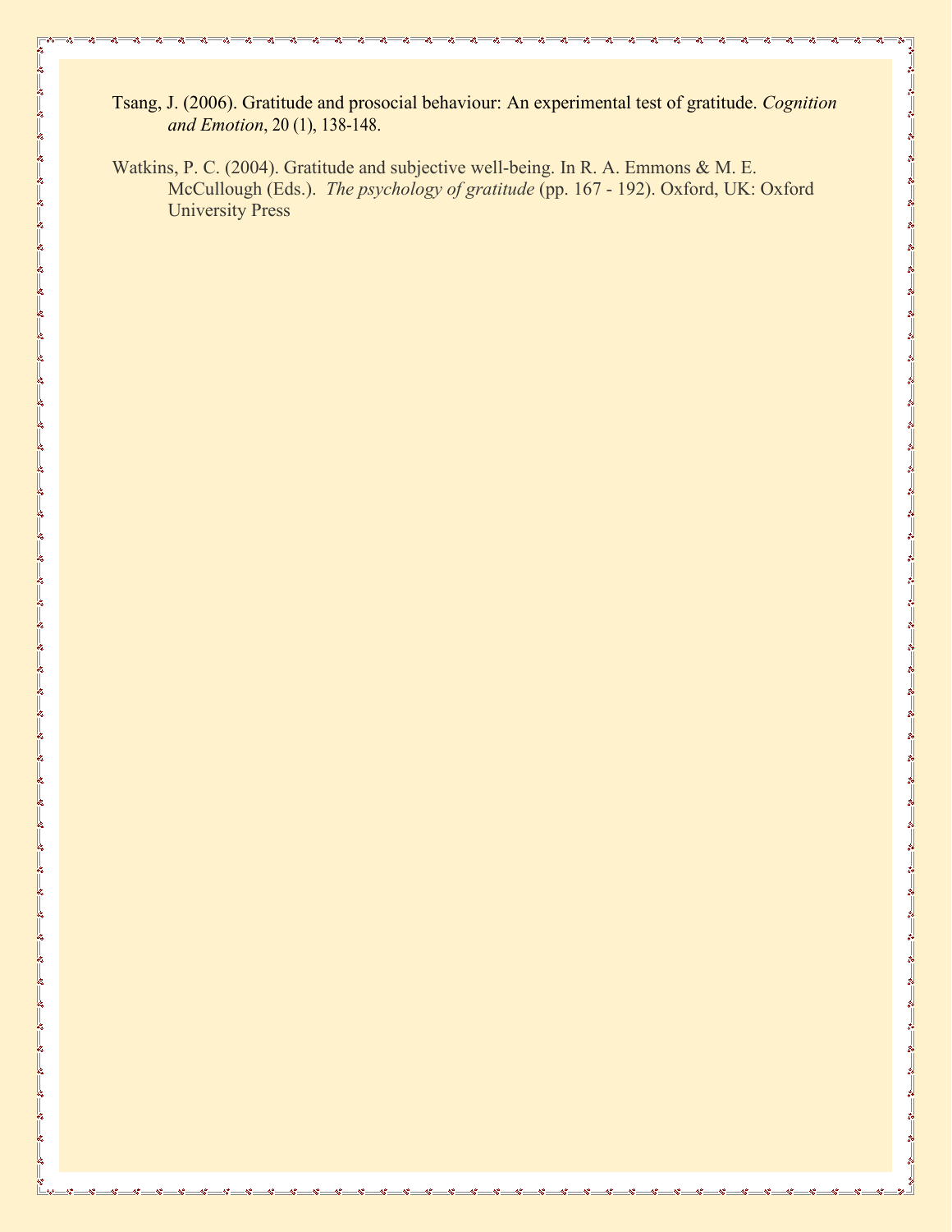Tsang, J. (2006). Gratitude and prosocial behaviour: An experimental test of gratitude. *Cognition and Emotion*, 20 (1), 138-148.

Watkins, P. C. (2004). Gratitude and subjective well-being. In R. A. Emmons & M. E. McCullough (Eds.). *The psychology of gratitude* (pp. 167 - 192). Oxford, UK: Oxford University Press